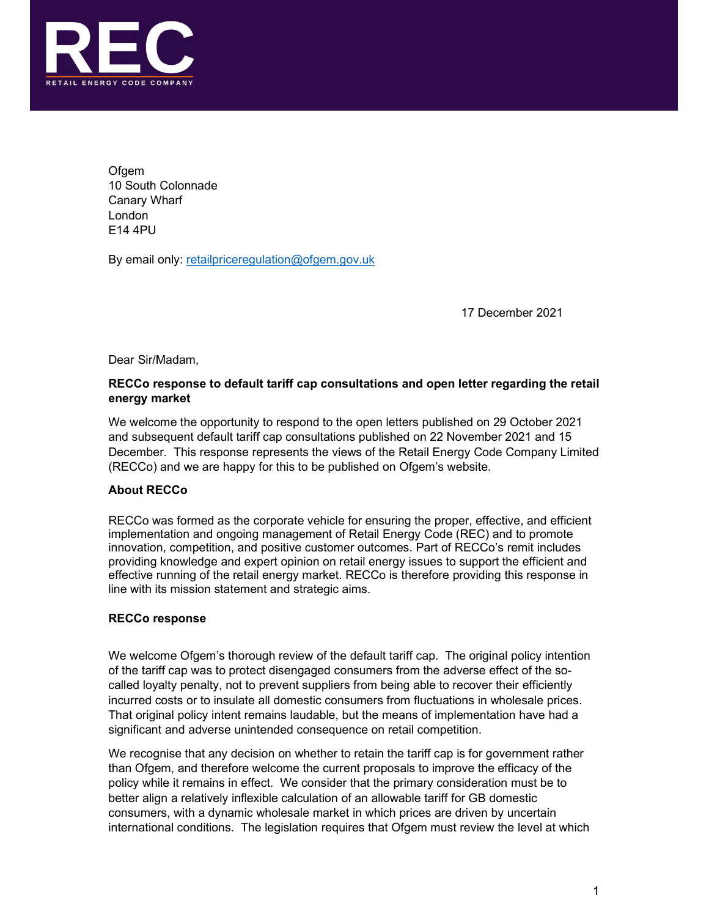REC

RETAIL ENERGY CODE COMPANY

Ofgem
10 South Colonnade
Canary Wharf
London
E14 4PU

By email only: retailpriceregulation@ofgem.gov.uk

17 December 2021

Dear Sir/Madam,

**RECCo response to default tariff cap consultations and open letter regarding the retail energy market**

We welcome the opportunity to respond to the open letters published on 29 October 2021 and subsequent default tariff cap consultations published on 22 November 2021 and 15 December. This response represents the views of the Retail Energy Code Company Limited (RECCo) and we are happy for this to be published on Ofgem's website.

**About RECCo**

RECCo was formed as the corporate vehicle for ensuring the proper, effective, and efficient implementation and ongoing management of Retail Energy Code (REC) and to promote innovation, competition, and positive customer outcomes. Part of RECCo's remit includes providing knowledge and expert opinion on retail energy issues to support the efficient and effective running of the retail energy market. RECCo is therefore providing this response in line with its mission statement and strategic aims.

**RECCo response**

We welcome Ofgem's thorough review of the default tariff cap. The original policy intention of the tariff cap was to protect disengaged consumers from the adverse effect of the so-called loyalty penalty, not to prevent suppliers from being able to recover their efficiently incurred costs or to insulate all domestic consumers from fluctuations in wholesale prices. That original policy intent remains laudable, but the means of implementation have had a significant and adverse unintended consequence on retail competition.

We recognise that any decision on whether to retain the tariff cap is for government rather than Ofgem, and therefore welcome the current proposals to improve the efficacy of the policy while it remains in effect. We consider that the primary consideration must be to better align a relatively inflexible calculation of an allowable tariff for GB domestic consumers, with a dynamic wholesale market in which prices are driven by uncertain international conditions. The legislation requires that Ofgem must review the level at which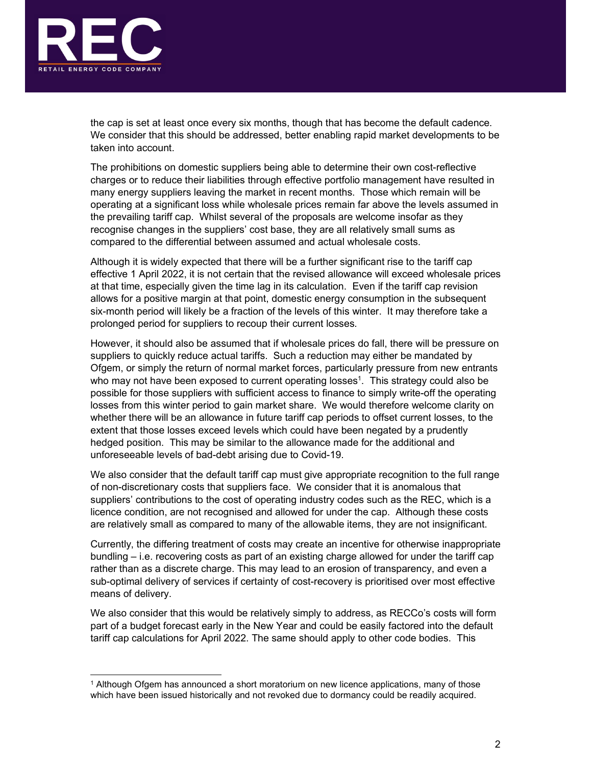the cap is set at least once every six months, though that has become the default cadence. We consider that this should be addressed, better enabling rapid market developments to be taken into account.

The prohibitions on domestic suppliers being able to determine their own cost-reflective charges or to reduce their liabilities through effective portfolio management have resulted in many energy suppliers leaving the market in recent months. Those which remain will be operating at a significant loss while wholesale prices remain far above the levels assumed in the prevailing tariff cap. Whilst several of the proposals are welcome insofar as they recognise changes in the suppliers' cost base, they are all relatively small sums as compared to the differential between assumed and actual wholesale costs.

Although it is widely expected that there will be a further significant rise to the tariff cap effective 1 April 2022, it is not certain that the revised allowance will exceed wholesale prices at that time, especially given the time lag in its calculation. Even if the tariff cap revision allows for a positive margin at that point, domestic energy consumption in the subsequent six-month period will likely be a fraction of the levels of this winter. It may therefore take a prolonged period for suppliers to recoup their current losses.

However, it should also be assumed that if wholesale prices do fall, there will be pressure on suppliers to quickly reduce actual tariffs. Such a reduction may either be mandated by Ofgem, or simply the return of normal market forces, particularly pressure from new entrants who may not have been exposed to current operating losses[1]. This strategy could also be possible for those suppliers with sufficient access to finance to simply write-off the operating losses from this winter period to gain market share. We would therefore welcome clarity on whether there will be an allowance in future tariff cap periods to offset current losses, to the extent that those losses exceed levels which could have been negated by a prudently hedged position. This may be similar to the allowance made for the additional and unforeseeable levels of bad-debt arising due to Covid-19.

We also consider that the default tariff cap must give appropriate recognition to the full range of non-discretionary costs that suppliers face. We consider that it is anomalous that suppliers' contributions to the cost of operating industry codes such as the REC, which is a licence condition, are not recognised and allowed for under the cap. Although these costs are relatively small as compared to many of the allowable items, they are not insignificant.

Currently, the differing treatment of costs may create an incentive for otherwise inappropriate bundling – i.e. recovering costs as part of an existing charge allowed for under the tariff cap rather than as a discrete charge. This may lead to an erosion of transparency, and even a sub-optimal delivery of services if certainty of cost-recovery is prioritised over most effective means of delivery.

We also consider that this would be relatively simply to address, as RECCo's costs will form part of a budget forecast early in the New Year and could be easily factored into the default tariff cap calculations for April 2022. The same should apply to other code bodies. This

[1] Although Ofgem has announced a short moratorium on new licence applications, many of those which have been issued historically and not revoked due to dormancy could be readily acquired.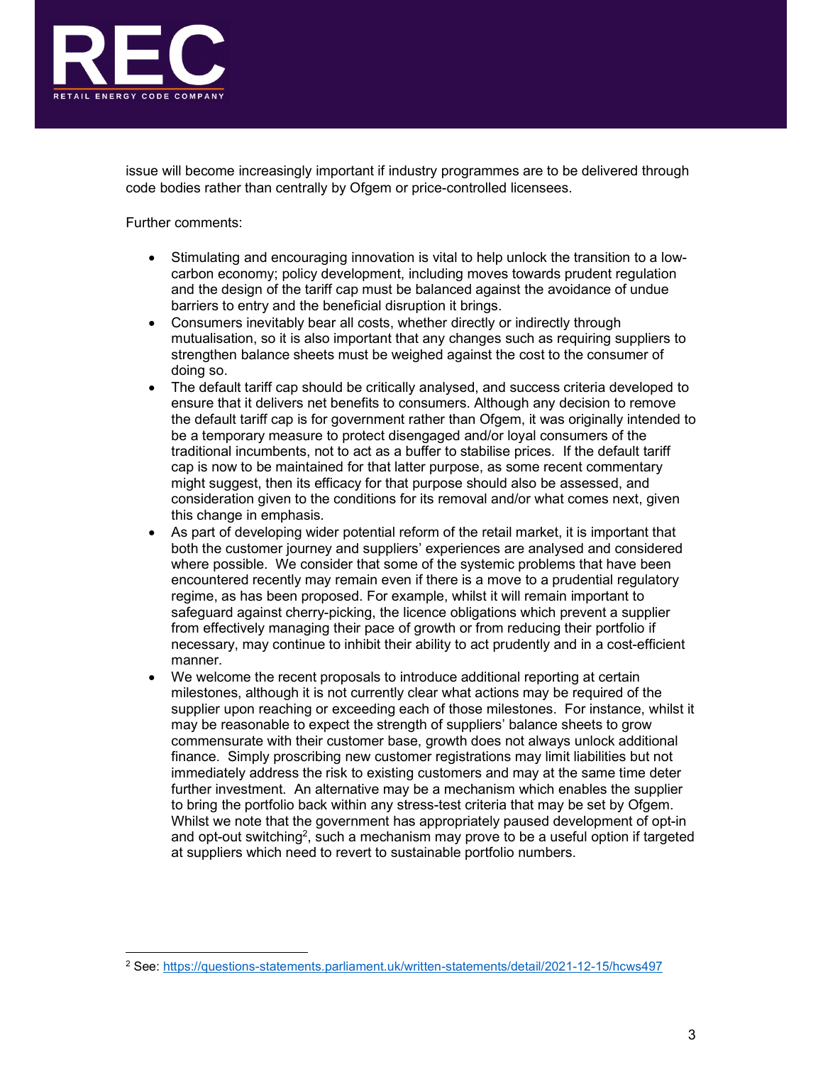issue will become increasingly important if industry programmes are to be delivered through code bodies rather than centrally by Ofgem or price-controlled licensees.

Further comments:

- Stimulating and encouraging innovation is vital to help unlock the transition to a low-carbon economy; policy development, including moves towards prudent regulation and the design of the tariff cap must be balanced against the avoidance of undue barriers to entry and the beneficial disruption it brings.
- Consumers inevitably bear all costs, whether directly or indirectly through mutualisation, so it is also important that any changes such as requiring suppliers to strengthen balance sheets must be weighed against the cost to the consumer of doing so.
- The default tariff cap should be critically analysed, and success criteria developed to ensure that it delivers net benefits to consumers. Although any decision to remove the default tariff cap is for government rather than Ofgem, it was originally intended to be a temporary measure to protect disengaged and/or loyal consumers of the traditional incumbents, not to act as a buffer to stabilise prices. If the default tariff cap is now to be maintained for that latter purpose, as some recent commentary might suggest, then its efficacy for that purpose should also be assessed, and consideration given to the conditions for its removal and/or what comes next, given this change in emphasis.
- As part of developing wider potential reform of the retail market, it is important that both the customer journey and suppliers' experiences are analysed and considered where possible. We consider that some of the systemic problems that have been encountered recently may remain even if there is a move to a prudential regulatory regime, as has been proposed. For example, whilst it will remain important to safeguard against cherry-picking, the licence obligations which prevent a supplier from effectively managing their pace of growth or from reducing their portfolio if necessary, may continue to inhibit their ability to act prudently and in a cost-efficient manner.
- We welcome the recent proposals to introduce additional reporting at certain milestones, although it is not currently clear what actions may be required of the supplier upon reaching or exceeding each of those milestones. For instance, whilst it may be reasonable to expect the strength of suppliers' balance sheets to grow commensurate with their customer base, growth does not always unlock additional finance. Simply proscribing new customer registrations may limit liabilities but not immediately address the risk to existing customers and may at the same time deter further investment. An alternative may be a mechanism which enables the supplier to bring the portfolio back within any stress-test criteria that may be set by Ofgem. Whilst we note that the government has appropriately paused development of opt-in and opt-out switching[2], such a mechanism may prove to be a useful option if targeted at suppliers which need to revert to sustainable portfolio numbers.

---

[2] See: https://questions-statements.parliament.uk/written-statements/detail/2021-12-15/hcws497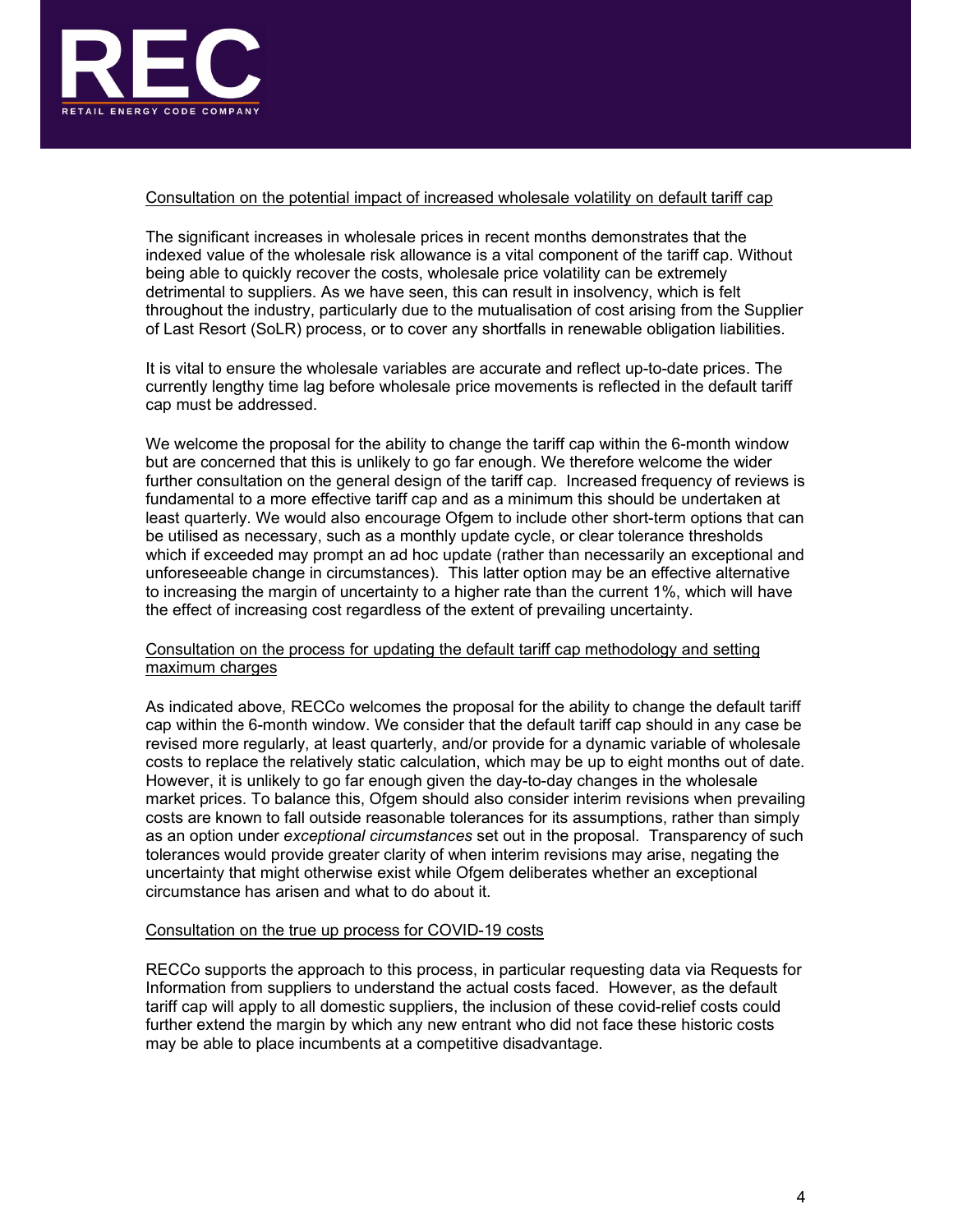Consultation on the potential impact of increased wholesale volatility on default tariff cap

The significant increases in wholesale prices in recent months demonstrates that the indexed value of the wholesale risk allowance is a vital component of the tariff cap. Without being able to quickly recover the costs, wholesale price volatility can be extremely detrimental to suppliers. As we have seen, this can result in insolvency, which is felt throughout the industry, particularly due to the mutualisation of cost arising from the Supplier of Last Resort (SoLR) process, or to cover any shortfalls in renewable obligation liabilities.

It is vital to ensure the wholesale variables are accurate and reflect up-to-date prices. The currently lengthy time lag before wholesale price movements is reflected in the default tariff cap must be addressed.

We welcome the proposal for the ability to change the tariff cap within the 6-month window but are concerned that this is unlikely to go far enough. We therefore welcome the wider further consultation on the general design of the tariff cap. Increased frequency of reviews is fundamental to a more effective tariff cap and as a minimum this should be undertaken at least quarterly. We would also encourage Ofgem to include other short-term options that can be utilised as necessary, such as a monthly update cycle, or clear tolerance thresholds which if exceeded may prompt an ad hoc update (rather than necessarily an exceptional and unforeseeable change in circumstances). This latter option may be an effective alternative to increasing the margin of uncertainty to a higher rate than the current 1%, which will have the effect of increasing cost regardless of the extent of prevailing uncertainty.

Consultation on the process for updating the default tariff cap methodology and setting maximum charges

As indicated above, RECCo welcomes the proposal for the ability to change the default tariff cap within the 6-month window. We consider that the default tariff cap should in any case be revised more regularly, at least quarterly, and/or provide for a dynamic variable of wholesale costs to replace the relatively static calculation, which may be up to eight months out of date. However, it is unlikely to go far enough given the day-to-day changes in the wholesale market prices. To balance this, Ofgem should also consider interim revisions when prevailing costs are known to fall outside reasonable tolerances for its assumptions, rather than simply as an option under *exceptional circumstances* set out in the proposal. Transparency of such tolerances would provide greater clarity of when interim revisions may arise, negating the uncertainty that might otherwise exist while Ofgem deliberates whether an exceptional circumstance has arisen and what to do about it.

Consultation on the true up process for COVID-19 costs

RECCo supports the approach to this process, in particular requesting data via Requests for Information from suppliers to understand the actual costs faced. However, as the default tariff cap will apply to all domestic suppliers, the inclusion of these covid-relief costs could further extend the margin by which any new entrant who did not face these historic costs may be able to place incumbents at a competitive disadvantage.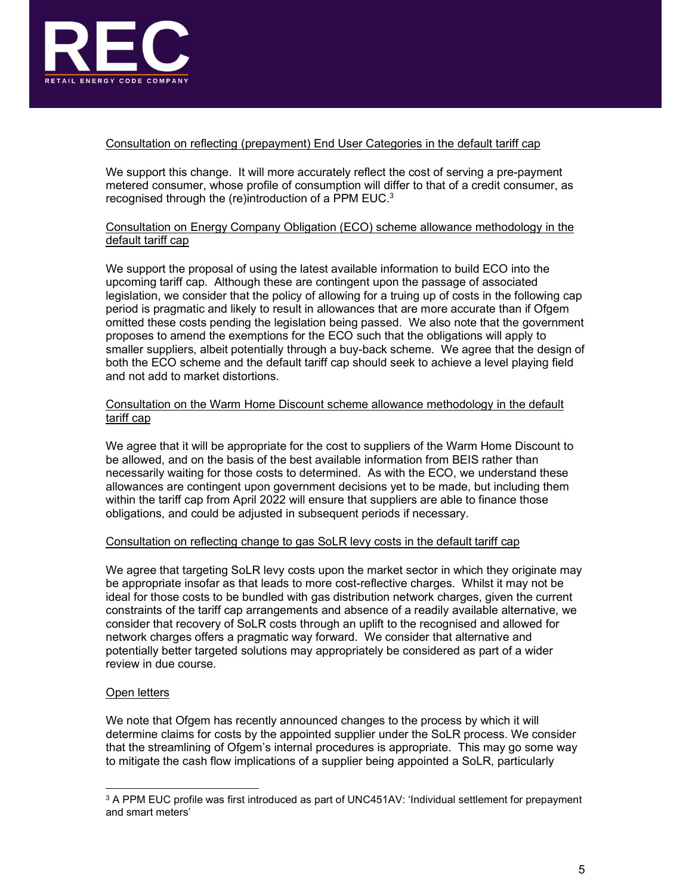Consultation on reflecting (prepayment) End User Categories in the default tariff cap

We support this change. It will more accurately reflect the cost of serving a pre-payment metered consumer, whose profile of consumption will differ to that of a credit consumer, as recognised through the (re)introduction of a PPM EUC.[3]

Consultation on Energy Company Obligation (ECO) scheme allowance methodology in the default tariff cap

We support the proposal of using the latest available information to build ECO into the upcoming tariff cap. Although these are contingent upon the passage of associated legislation, we consider that the policy of allowing for a truing up of costs in the following cap period is pragmatic and likely to result in allowances that are more accurate than if Ofgem omitted these costs pending the legislation being passed. We also note that the government proposes to amend the exemptions for the ECO such that the obligations will apply to smaller suppliers, albeit potentially through a buy-back scheme. We agree that the design of both the ECO scheme and the default tariff cap should seek to achieve a level playing field and not add to market distortions.

Consultation on the Warm Home Discount scheme allowance methodology in the default tariff cap

We agree that it will be appropriate for the cost to suppliers of the Warm Home Discount to be allowed, and on the basis of the best available information from BEIS rather than necessarily waiting for those costs to determined. As with the ECO, we understand these allowances are contingent upon government decisions yet to be made, but including them within the tariff cap from April 2022 will ensure that suppliers are able to finance those obligations, and could be adjusted in subsequent periods if necessary.

Consultation on reflecting change to gas SoLR levy costs in the default tariff cap

We agree that targeting SoLR levy costs upon the market sector in which they originate may be appropriate insofar as that leads to more cost-reflective charges. Whilst it may not be ideal for those costs to be bundled with gas distribution network charges, given the current constraints of the tariff cap arrangements and absence of a readily available alternative, we consider that recovery of SoLR costs through an uplift to the recognised and allowed for network charges offers a pragmatic way forward. We consider that alternative and potentially better targeted solutions may appropriately be considered as part of a wider review in due course.

Open letters

We note that Ofgem has recently announced changes to the process by which it will determine claims for costs by the appointed supplier under the SoLR process. We consider that the streamlining of Ofgem's internal procedures is appropriate. This may go some way to mitigate the cash flow implications of a supplier being appointed a SoLR, particularly

[3] A PPM EUC profile was first introduced as part of UNC451AV: 'Individual settlement for prepayment and smart meters'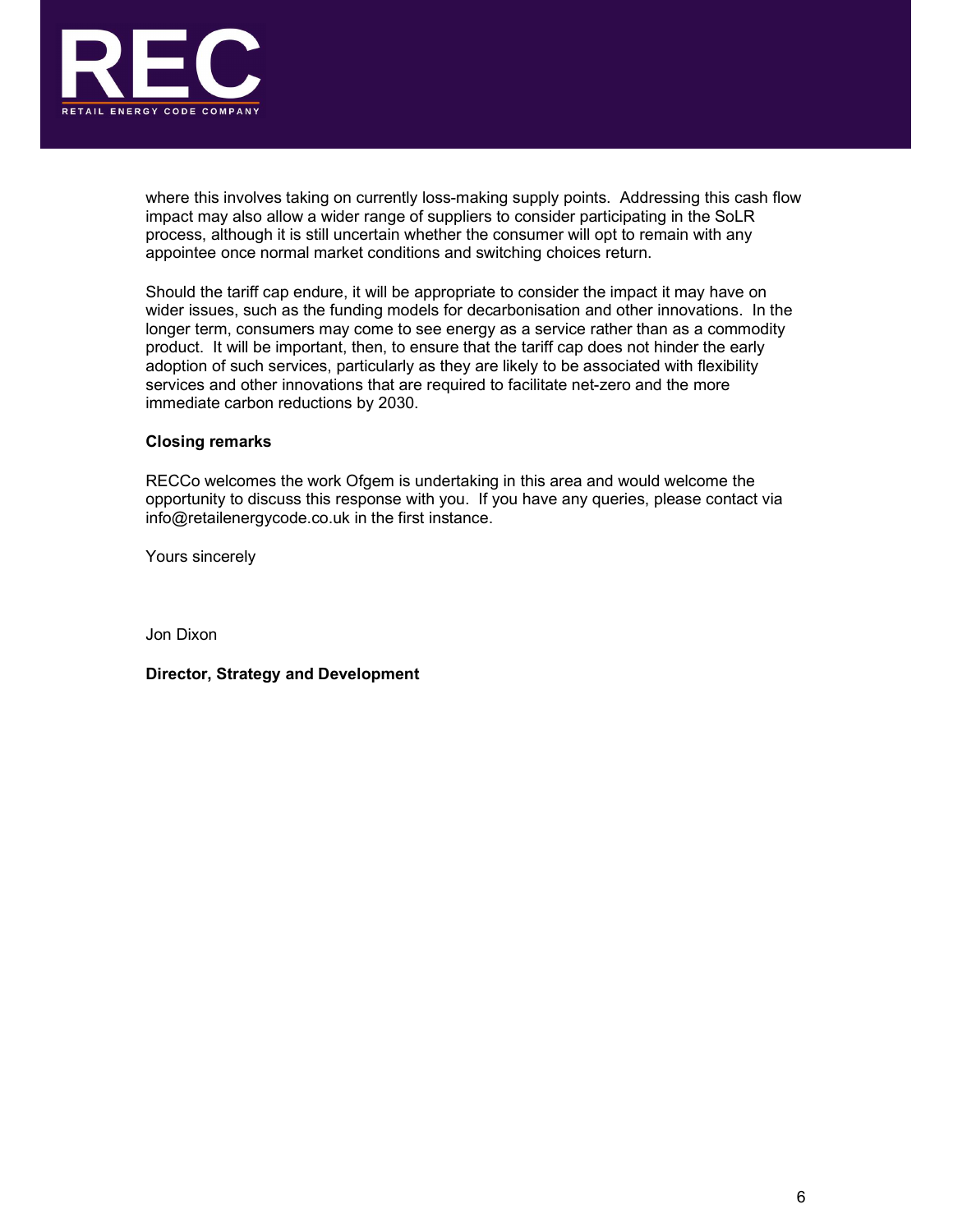where this involves taking on currently loss-making supply points. Addressing this cash flow impact may also allow a wider range of suppliers to consider participating in the SoLR process, although it is still uncertain whether the consumer will opt to remain with any appointee once normal market conditions and switching choices return.

Should the tariff cap endure, it will be appropriate to consider the impact it may have on wider issues, such as the funding models for decarbonisation and other innovations. In the longer term, consumers may come to see energy as a service rather than as a commodity product. It will be important, then, to ensure that the tariff cap does not hinder the early adoption of such services, particularly as they are likely to be associated with flexibility services and other innovations that are required to facilitate net-zero and the more immediate carbon reductions by 2030.

**Closing remarks**

RECCo welcomes the work Ofgem is undertaking in this area and would welcome the opportunity to discuss this response with you. If you have any queries, please contact via info@retailenergycode.co.uk in the first instance.

Yours sincerely

Jon Dixon

**Director, Strategy and Development**